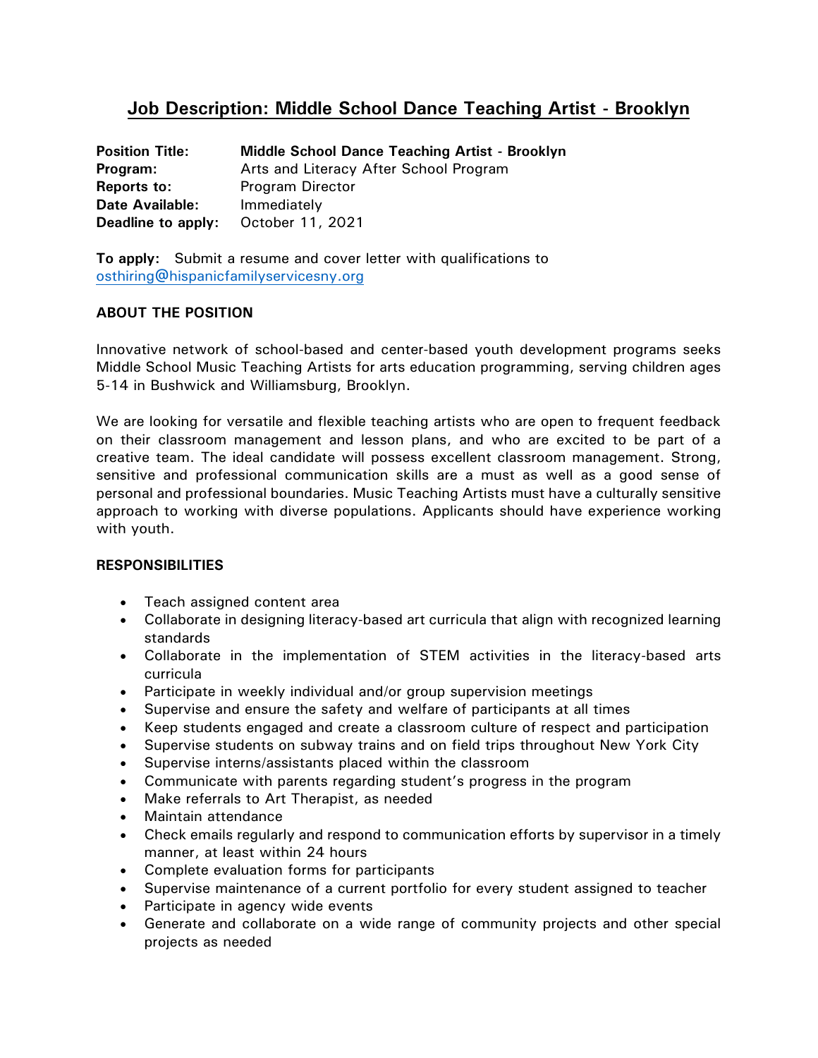# Job Description: Middle School Dance Teaching Artist - Brooklyn

**Position Title:** **Middle School Dance Teaching Artist - Brooklyn**
**Program:** Arts and Literacy After School Program
**Reports to:** Program Director
**Date Available:** Immediately
**Deadline to apply:** October 11, 2021

**To apply:** Submit a resume and cover letter with qualifications to osthiring@hispanicfamilyservicesny.org

## ABOUT THE POSITION

Innovative network of school-based and center-based youth development programs seeks Middle School Music Teaching Artists for arts education programming, serving children ages 5-14 in Bushwick and Williamsburg, Brooklyn.

We are looking for versatile and flexible teaching artists who are open to frequent feedback on their classroom management and lesson plans, and who are excited to be part of a creative team. The ideal candidate will possess excellent classroom management. Strong, sensitive and professional communication skills are a must as well as a good sense of personal and professional boundaries. Music Teaching Artists must have a culturally sensitive approach to working with diverse populations. Applicants should have experience working with youth.

## RESPONSIBILITIES

- Teach assigned content area
- Collaborate in designing literacy-based art curricula that align with recognized learning standards
- Collaborate in the implementation of STEM activities in the literacy-based arts curricula
- Participate in weekly individual and/or group supervision meetings
- Supervise and ensure the safety and welfare of participants at all times
- Keep students engaged and create a classroom culture of respect and participation
- Supervise students on subway trains and on field trips throughout New York City
- Supervise interns/assistants placed within the classroom
- Communicate with parents regarding student's progress in the program
- Make referrals to Art Therapist, as needed
- Maintain attendance
- Check emails regularly and respond to communication efforts by supervisor in a timely manner, at least within 24 hours
- Complete evaluation forms for participants
- Supervise maintenance of a current portfolio for every student assigned to teacher
- Participate in agency wide events
- Generate and collaborate on a wide range of community projects and other special projects as needed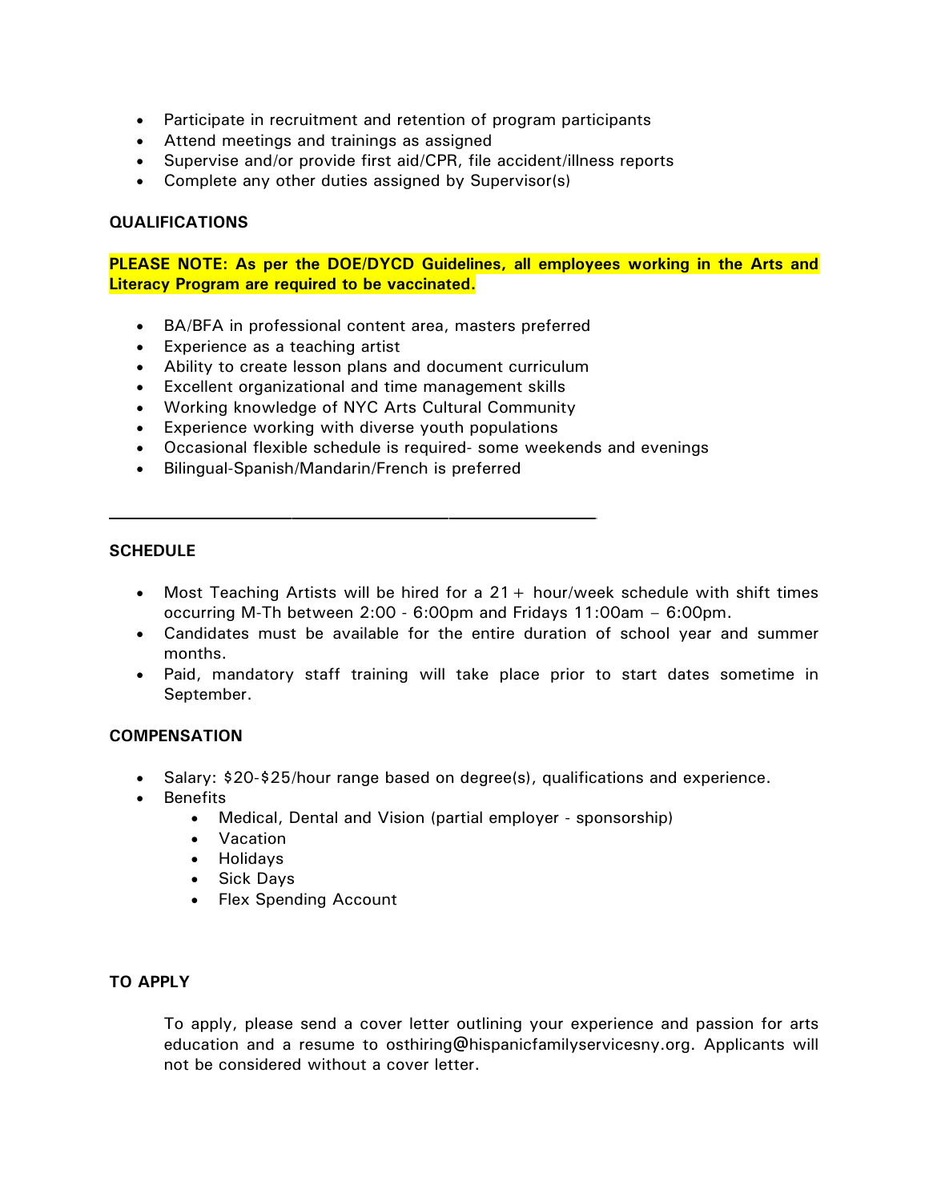- Participate in recruitment and retention of program participants
- Attend meetings and trainings as assigned
- Supervise and/or provide first aid/CPR, file accident/illness reports
- Complete any other duties assigned by Supervisor(s)

**QUALIFICATIONS**

**PLEASE NOTE: As per the DOE/DYCD Guidelines, all employees working in the Arts and Literacy Program are required to be vaccinated.**

- BA/BFA in professional content area, masters preferred
- Experience as a teaching artist
- Ability to create lesson plans and document curriculum
- Excellent organizational and time management skills
- Working knowledge of NYC Arts Cultural Community
- Experience working with diverse youth populations
- Occasional flexible schedule is required- some weekends and evenings
- Bilingual-Spanish/Mandarin/French is preferred

---

**SCHEDULE**

- Most Teaching Artists will be hired for a 21+ hour/week schedule with shift times occurring M-Th between 2:00 - 6:00pm and Fridays 11:00am – 6:00pm.
- Candidates must be available for the entire duration of school year and summer months.
- Paid, mandatory staff training will take place prior to start dates sometime in September.

**COMPENSATION**

- Salary: $20-$25/hour range based on degree(s), qualifications and experience.
- Benefits
    - Medical, Dental and Vision (partial employer - sponsorship)
    - Vacation
    - Holidays
    - Sick Days
    - Flex Spending Account

**TO APPLY**

To apply, please send a cover letter outlining your experience and passion for arts education and a resume to osthiring@hispanicfamilyservicesny.org. Applicants will not be considered without a cover letter.